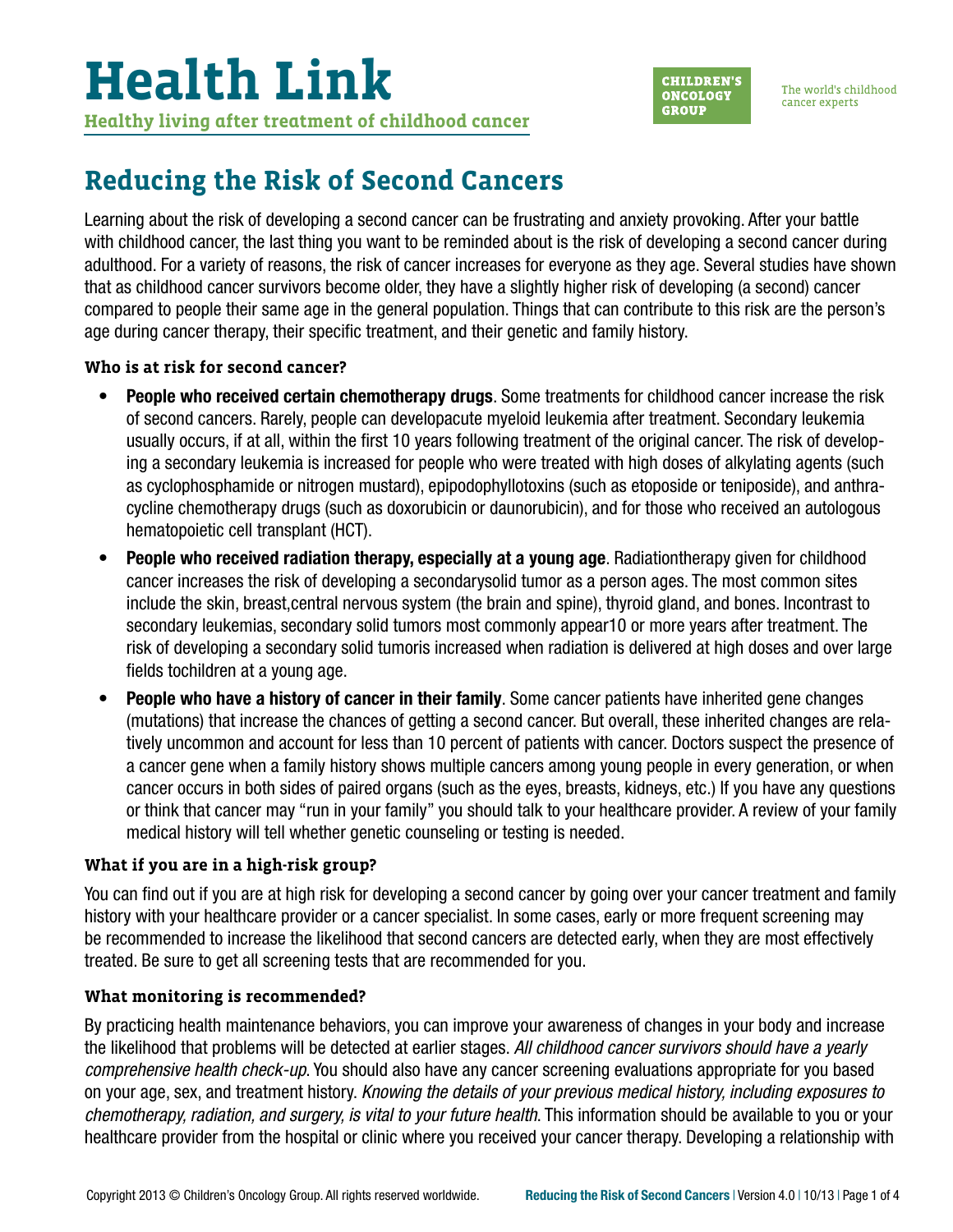# Health Link

**Healthy living after treatment of childhood cancer**

CHILDREN'S ONCOLOGY GROUP

The world's childhood cancer experts

## Reducing the Risk of Second Cancers

Learning about the risk of developing a second cancer can be frustrating and anxiety provoking. After your battle with childhood cancer, the last thing you want to be reminded about is the risk of developing a second cancer during adulthood. For a variety of reasons, the risk of cancer increases for everyone as they age. Several studies have shown that as childhood cancer survivors become older, they have a slightly higher risk of developing (a second) cancer compared to people their same age in the general population. Things that can contribute to this risk are the person's age during cancer therapy, their specific treatment, and their genetic and family history.

### Who is at risk for second cancer?

- **People who received certain chemotherapy drugs**. Some treatments for childhood cancer increase the risk of second cancers. Rarely, people can developacute myeloid leukemia after treatment. Secondary leukemia usually occurs, if at all, within the first 10 years following treatment of the original cancer. The risk of developing a secondary leukemia is increased for people who were treated with high doses of alkylating agents (such as cyclophosphamide or nitrogen mustard), epipodophyllotoxins (such as etoposide or teniposide), and anthracycline chemotherapy drugs (such as doxorubicin or daunorubicin), and for those who received an autologous hematopoietic cell transplant (HCT).
- **People who received radiation therapy, especially at a young age**. Radiationtherapy given for childhood cancer increases the risk of developing a secondarysolid tumor as a person ages. The most common sites include the skin, breast,central nervous system (the brain and spine), thyroid gland, and bones. Incontrast to secondary leukemias, secondary solid tumors most commonly appear10 or more years after treatment. The risk of developing a secondary solid tumoris increased when radiation is delivered at high doses and over large fields tochildren at a young age.
- **People who have a history of cancer in their family**. Some cancer patients have inherited gene changes (mutations) that increase the chances of getting a second cancer. But overall, these inherited changes are relatively uncommon and account for less than 10 percent of patients with cancer. Doctors suspect the presence of a cancer gene when a family history shows multiple cancers among young people in every generation, or when cancer occurs in both sides of paired organs (such as the eyes, breasts, kidneys, etc.) If you have any questions or think that cancer may "run in your family" you should talk to your healthcare provider. A review of your family medical history will tell whether genetic counseling or testing is needed.

### What if you are in a high-risk group?

You can find out if you are at high risk for developing a second cancer by going over your cancer treatment and family history with your healthcare provider or a cancer specialist. In some cases, early or more frequent screening may be recommended to increase the likelihood that second cancers are detected early, when they are most effectively treated. Be sure to get all screening tests that are recommended for you.

### What monitoring is recommended?

By practicing health maintenance behaviors, you can improve your awareness of changes in your body and increase the likelihood that problems will be detected at earlier stages. *All childhood cancer survivors should have a yearly comprehensive health check-up*. You should also have any cancer screening evaluations appropriate for you based on your age, sex, and treatment history. *Knowing the details of your previous medical history, including exposures to chemotherapy, radiation, and surgery, is vital to your future health*. This information should be available to you or your healthcare provider from the hospital or clinic where you received your cancer therapy. Developing a relationship with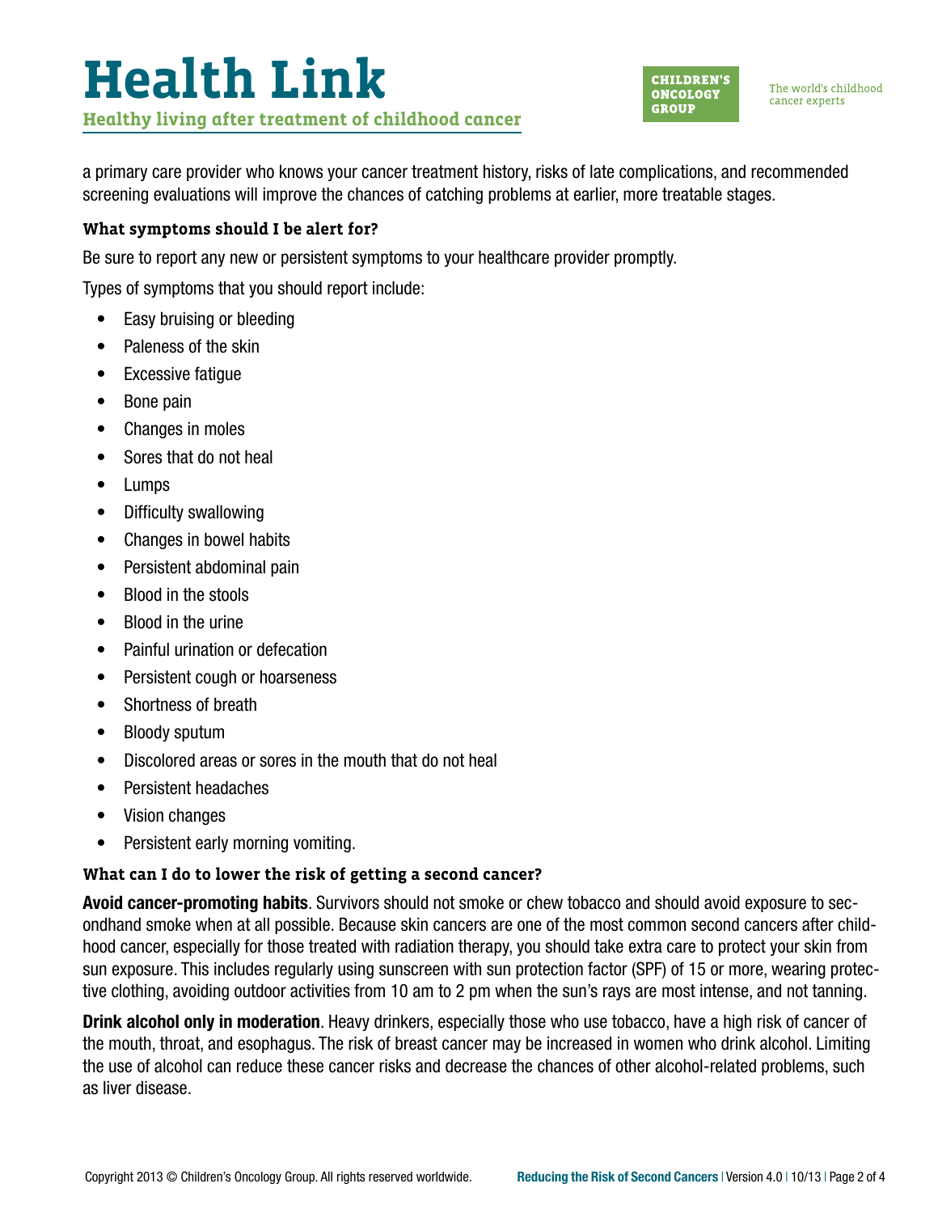a primary care provider who knows your cancer treatment history, risks of late complications, and recommended screening evaluations will improve the chances of catching problems at earlier, more treatable stages.

### What symptoms should I be alert for?

Be sure to report any new or persistent symptoms to your healthcare provider promptly.

Types of symptoms that you should report include:

- Easy bruising or bleeding
- Paleness of the skin
- Excessive fatigue
- Bone pain
- Changes in moles
- Sores that do not heal
- Lumps
- Difficulty swallowing
- Changes in bowel habits
- Persistent abdominal pain
- Blood in the stools
- Blood in the urine
- Painful urination or defecation
- Persistent cough or hoarseness
- Shortness of breath
- Bloody sputum
- Discolored areas or sores in the mouth that do not heal
- Persistent headaches
- Vision changes
- Persistent early morning vomiting.

### What can I do to lower the risk of getting a second cancer?

**Avoid cancer-promoting habits**. Survivors should not smoke or chew tobacco and should avoid exposure to secondhand smoke when at all possible. Because skin cancers are one of the most common second cancers after childhood cancer, especially for those treated with radiation therapy, you should take extra care to protect your skin from sun exposure. This includes regularly using sunscreen with sun protection factor (SPF) of 15 or more, wearing protective clothing, avoiding outdoor activities from 10 am to 2 pm when the sun's rays are most intense, and not tanning.

**Drink alcohol only in moderation**. Heavy drinkers, especially those who use tobacco, have a high risk of cancer of the mouth, throat, and esophagus. The risk of breast cancer may be increased in women who drink alcohol. Limiting the use of alcohol can reduce these cancer risks and decrease the chances of other alcohol-related problems, such as liver disease.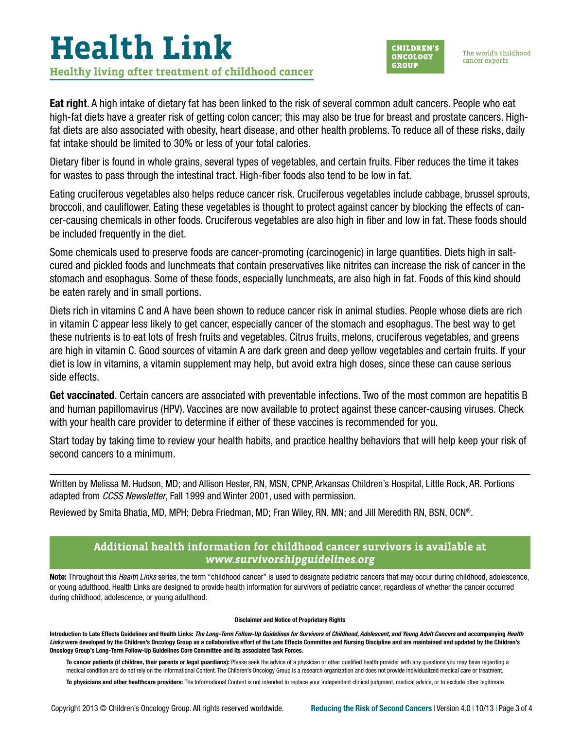**Eat right**. A high intake of dietary fat has been linked to the risk of several common adult cancers. People who eat high-fat diets have a greater risk of getting colon cancer; this may also be true for breast and prostate cancers. High-fat diets are also associated with obesity, heart disease, and other health problems. To reduce all of these risks, daily fat intake should be limited to 30% or less of your total calories.

Dietary fiber is found in whole grains, several types of vegetables, and certain fruits. Fiber reduces the time it takes for wastes to pass through the intestinal tract. High-fiber foods also tend to be low in fat.

Eating cruciferous vegetables also helps reduce cancer risk. Cruciferous vegetables include cabbage, brussel sprouts, broccoli, and cauliflower. Eating these vegetables is thought to protect against cancer by blocking the effects of cancer-causing chemicals in other foods. Cruciferous vegetables are also high in fiber and low in fat. These foods should be included frequently in the diet.

Some chemicals used to preserve foods are cancer-promoting (carcinogenic) in large quantities. Diets high in salt-cured and pickled foods and lunchmeats that contain preservatives like nitrites can increase the risk of cancer in the stomach and esophagus. Some of these foods, especially lunchmeats, are also high in fat. Foods of this kind should be eaten rarely and in small portions.

Diets rich in vitamins C and A have been shown to reduce cancer risk in animal studies. People whose diets are rich in vitamin C appear less likely to get cancer, especially cancer of the stomach and esophagus. The best way to get these nutrients is to eat lots of fresh fruits and vegetables. Citrus fruits, melons, cruciferous vegetables, and greens are high in vitamin C. Good sources of vitamin A are dark green and deep yellow vegetables and certain fruits. If your diet is low in vitamins, a vitamin supplement may help, but avoid extra high doses, since these can cause serious side effects.

**Get vaccinated**. Certain cancers are associated with preventable infections. Two of the most common are hepatitis B and human papillomavirus (HPV). Vaccines are now available to protect against these cancer-causing viruses. Check with your health care provider to determine if either of these vaccines is recommended for you.

Start today by taking time to review your health habits, and practice healthy behaviors that will help keep your risk of second cancers to a minimum.

---

Written by Melissa M. Hudson, MD; and Allison Hester, RN, MSN, CPNP, Arkansas Children's Hospital, Little Rock, AR. Portions adapted from *CCSS Newsletter*, Fall 1999 and Winter 2001, used with permission.

Reviewed by Smita Bhatia, MD, MPH; Debra Friedman, MD; Fran Wiley, RN, MN; and Jill Meredith RN, BSN, OCN®.

**Additional health information for childhood cancer survivors is available at *www.survivorshipguidelines.org***

**Note:** Throughout this *Health Links* series, the term "childhood cancer" is used to designate pediatric cancers that may occur during childhood, adolescence, or young adulthood. Health Links are designed to provide health information for survivors of pediatric cancer, regardless of whether the cancer occurred during childhood, adolescence, or young adulthood.

**Disclaimer and Notice of Proprietary Rights**

**Introduction to Late Effects Guidelines and Health Links: *The Long-Term Follow-Up Guidelines for Survivors of Childhood, Adolescent, and Young Adult Cancers* and accompanying *Health Links* were developed by the Children's Oncology Group as a collaborative effort of the Late Effects Committee and Nursing Discipline and are maintained and updated by the Children's Oncology Group's Long-Term Follow-Up Guidelines Core Committee and its associated Task Forces.**

**To cancer patients (if children, their parents or legal guardians):** Please seek the advice of a physician or other qualified health provider with any questions you may have regarding a medical condition and do not rely on the Informational Content. The Children's Oncology Group is a research organization and does not provide individualized medical care or treatment.

**To physicians and other healthcare providers:** The Informational Content is not intended to replace your independent clinical judgment, medical advice, or to exclude other legitimate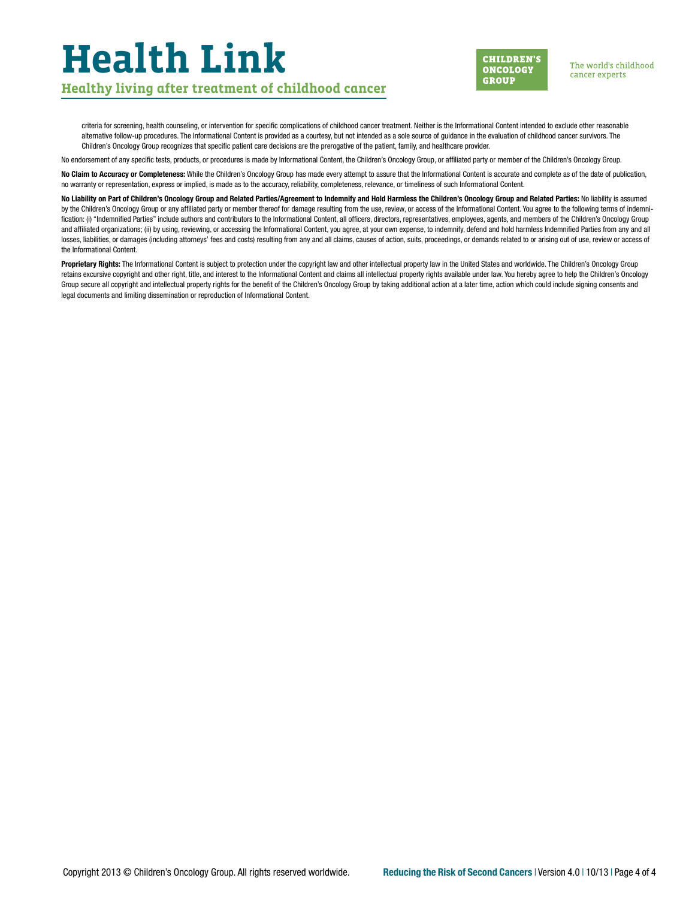criteria for screening, health counseling, or intervention for specific complications of childhood cancer treatment. Neither is the Informational Content intended to exclude other reasonable alternative follow-up procedures. The Informational Content is provided as a courtesy, but not intended as a sole source of guidance in the evaluation of childhood cancer survivors. The Children's Oncology Group recognizes that specific patient care decisions are the prerogative of the patient, family, and healthcare provider.

No endorsement of any specific tests, products, or procedures is made by Informational Content, the Children's Oncology Group, or affiliated party or member of the Children's Oncology Group.

**No Claim to Accuracy or Completeness:** While the Children's Oncology Group has made every attempt to assure that the Informational Content is accurate and complete as of the date of publication, no warranty or representation, express or implied, is made as to the accuracy, reliability, completeness, relevance, or timeliness of such Informational Content.

**No Liability on Part of Children's Oncology Group and Related Parties/Agreement to Indemnify and Hold Harmless the Children's Oncology Group and Related Parties:** No liability is assumed by the Children's Oncology Group or any affiliated party or member thereof for damage resulting from the use, review, or access of the Informational Content. You agree to the following terms of indemnification: (i) "Indemnified Parties" include authors and contributors to the Informational Content, all officers, directors, representatives, employees, agents, and members of the Children's Oncology Group and affiliated organizations; (ii) by using, reviewing, or accessing the Informational Content, you agree, at your own expense, to indemnify, defend and hold harmless Indemnified Parties from any and all losses, liabilities, or damages (including attorneys' fees and costs) resulting from any and all claims, causes of action, suits, proceedings, or demands related to or arising out of use, review or access of the Informational Content.

**Proprietary Rights:** The Informational Content is subject to protection under the copyright law and other intellectual property law in the United States and worldwide. The Children's Oncology Group retains excursive copyright and other right, title, and interest to the Informational Content and claims all intellectual property rights available under law. You hereby agree to help the Children's Oncology Group secure all copyright and intellectual property rights for the benefit of the Children's Oncology Group by taking additional action at a later time, action which could include signing consents and legal documents and limiting dissemination or reproduction of Informational Content.